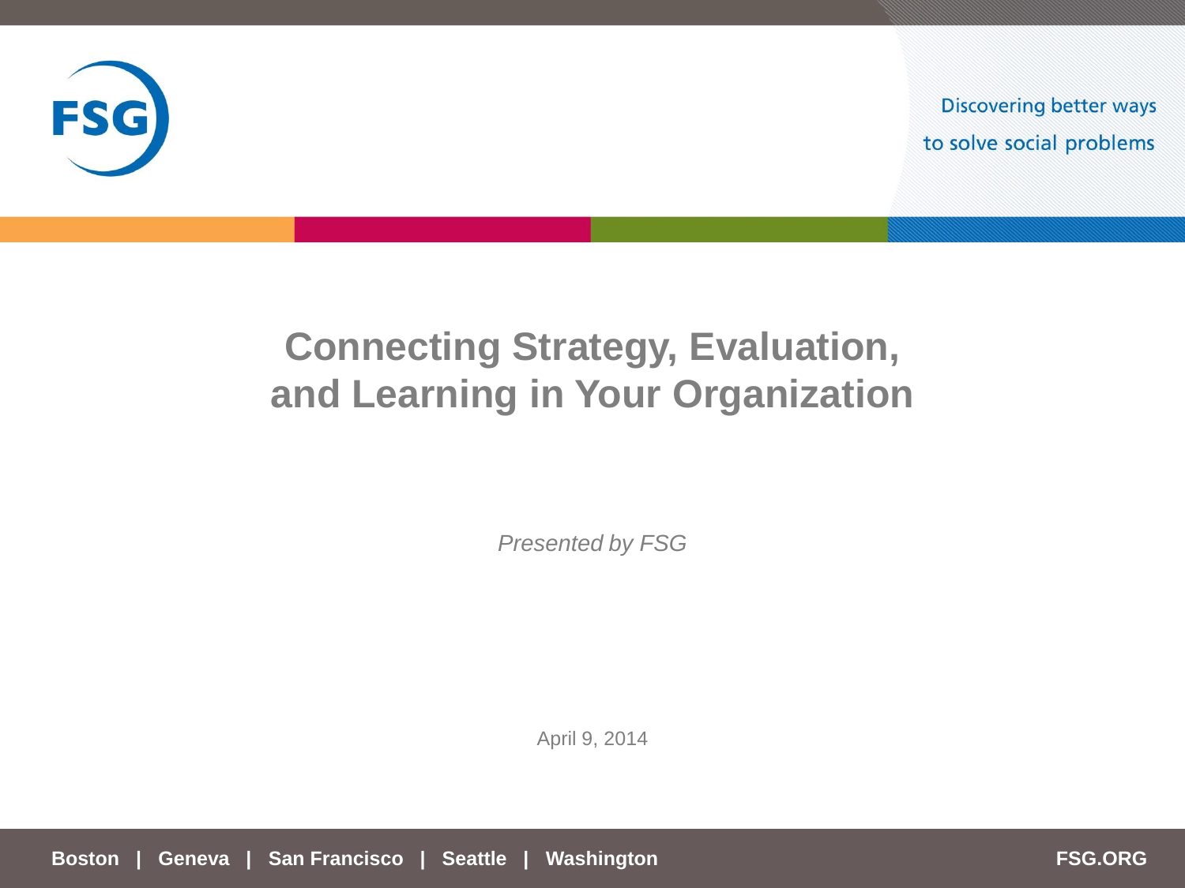FSG

Discovering better ways to solve social problems

# Connecting Strategy, Evaluation, and Learning in Your Organization

*Presented by FSG*

April 9, 2014

**Boston | Geneva | San Francisco | Seattle | Washington**

**FSG.ORG**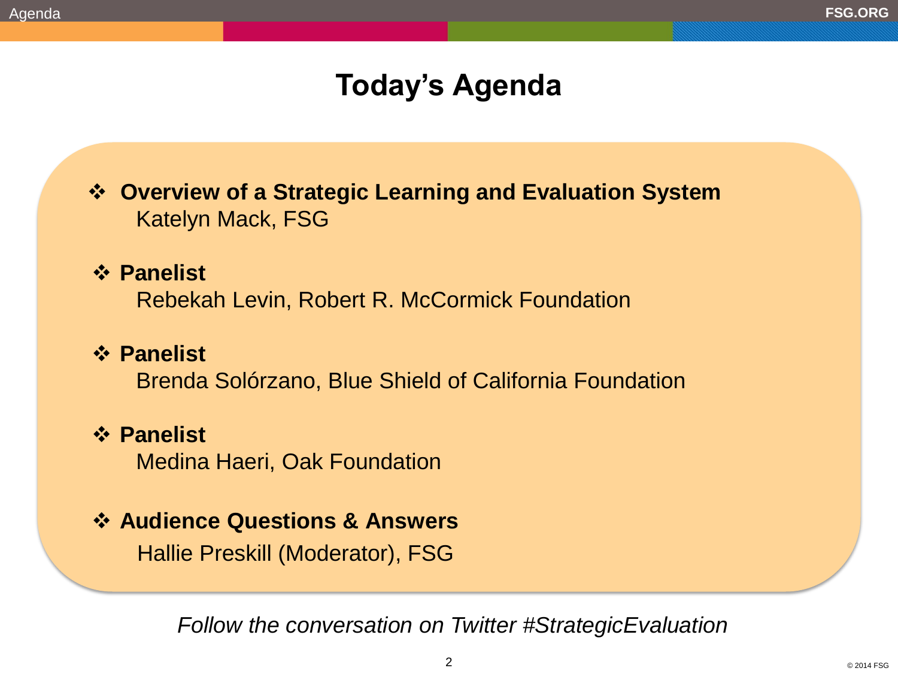# Today's Agenda

- **Overview of a Strategic Learning and Evaluation System**
  Katelyn Mack, FSG

- **Panelist**
  Rebekah Levin, Robert R. McCormick Foundation

- **Panelist**
  Brenda Solórzano, Blue Shield of California Foundation

- **Panelist**
  Medina Haeri, Oak Foundation

- **Audience Questions & Answers**
  Hallie Preskill (Moderator), FSG

*Follow the conversation on Twitter #StrategicEvaluation*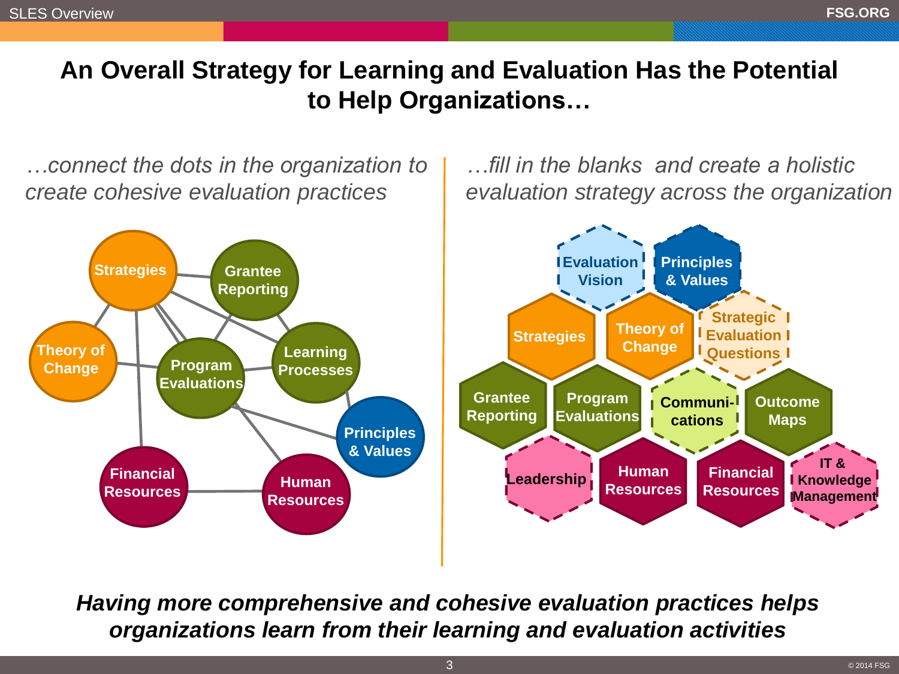# An Overall Strategy for Learning and Evaluation Has the Potential to Help Organizations…

*…connect the dots in the organization to create cohesive evaluation practices*

Strategies · Grantee Reporting · Theory of Change · Program Evaluations · Learning Processes · Principles & Values · Financial Resources · Human Resources

*…fill in the blanks and create a holistic evaluation strategy across the organization*

Evaluation Vision · Principles & Values · Strategies · Theory of Change · Strategic Evaluation Questions · Grantee Reporting · Program Evaluations · Communi-cations · Outcome Maps · Leadership · Human Resources · Financial Resources · IT & Knowledge Management

***Having more comprehensive and cohesive evaluation practices helps organizations learn from their learning and evaluation activities***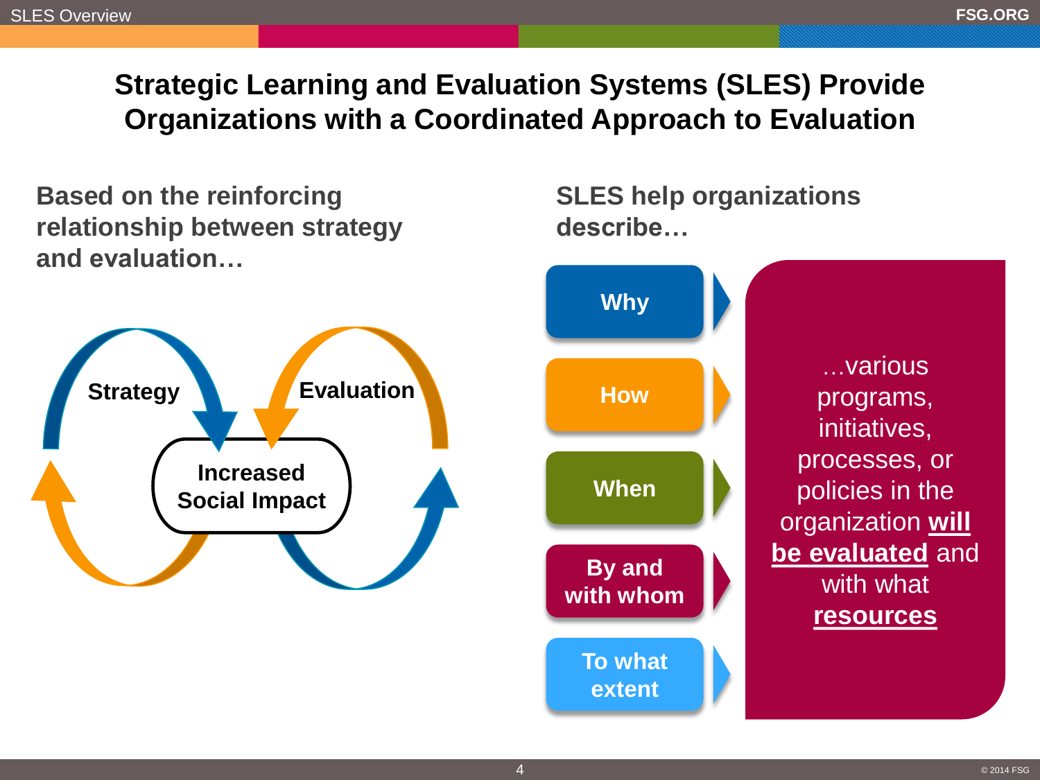# Strategic Learning and Evaluation Systems (SLES) Provide Organizations with a Coordinated Approach to Evaluation

**Based on the reinforcing relationship between strategy and evaluation…**

Strategy

Evaluation

Increased Social Impact

**SLES help organizations describe…**

- **Why**
- **How**
- **When**
- **By and with whom**
- **To what extent**

…various programs, initiatives, processes, or policies in the organization **will be evaluated** and with what **resources**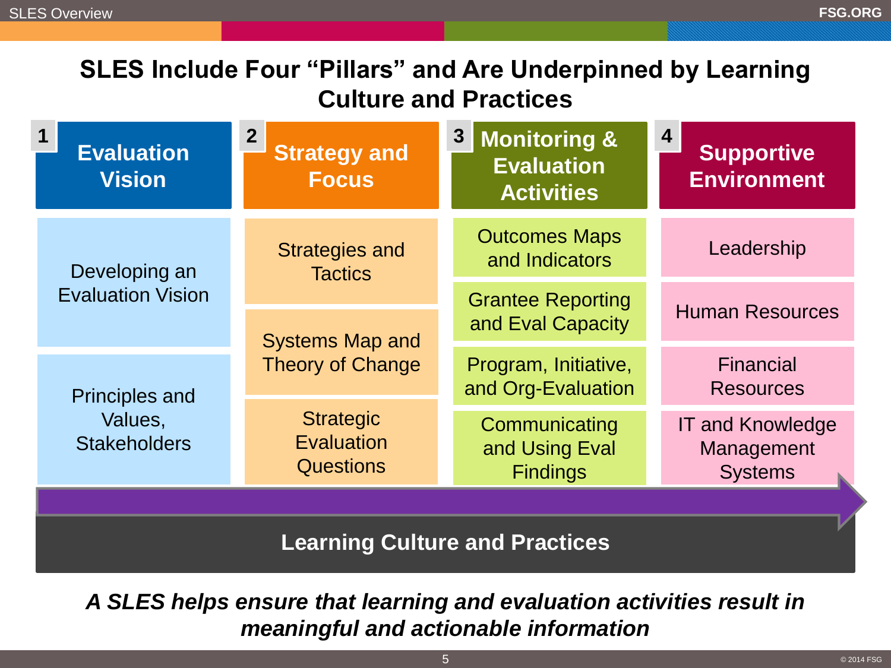# SLES Include Four "Pillars" and Are Underpinned by Learning Culture and Practices

| 1 Evaluation Vision | 2 Strategy and Focus | 3 Monitoring & Evaluation Activities | 4 Supportive Environment |
|---|---|---|---|
| Developing an Evaluation Vision | Strategies and Tactics | Outcomes Maps and Indicators | Leadership |
| | | Grantee Reporting and Eval Capacity | Human Resources |
| Principles and Values, Stakeholders | Systems Map and Theory of Change | Program, Initiative, and Org-Evaluation | Financial Resources |
| | Strategic Evaluation Questions | Communicating and Using Eval Findings | IT and Knowledge Management Systems |

**Learning Culture and Practices**

***A SLES helps ensure that learning and evaluation activities result in meaningful and actionable information***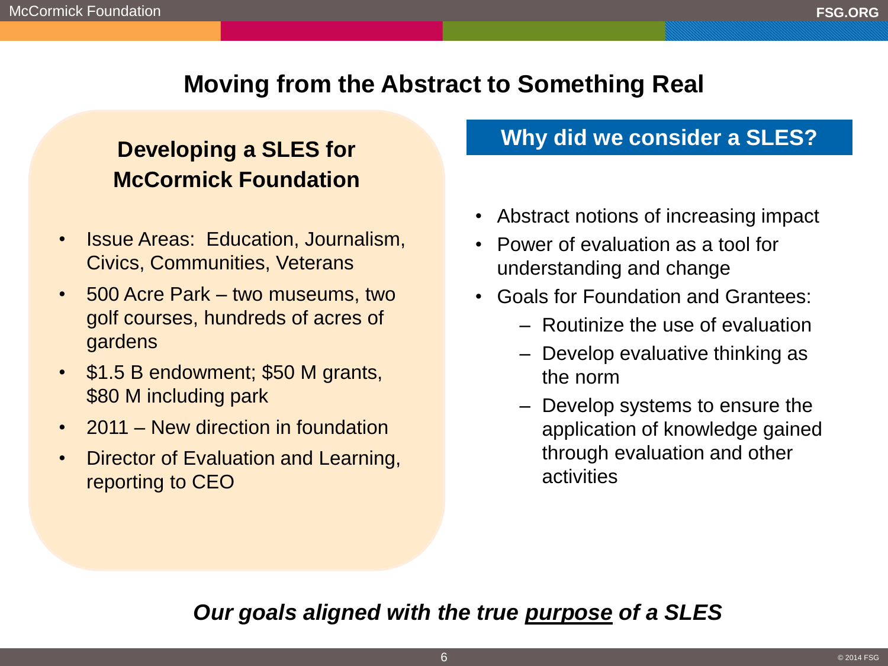# Moving from the Abstract to Something Real

## Developing a SLES for McCormick Foundation

- Issue Areas:  Education, Journalism, Civics, Communities, Veterans
- 500 Acre Park – two museums, two golf courses, hundreds of acres of gardens
- $1.5 B endowment; $50 M grants, $80 M including park
- 2011 – New direction in foundation
- Director of Evaluation and Learning, reporting to CEO

## Why did we consider a SLES?

- Abstract notions of increasing impact
- Power of evaluation as a tool for understanding and change
- Goals for Foundation and Grantees:
  - Routinize the use of evaluation
  - Develop evaluative thinking as the norm
  - Develop systems to ensure the application of knowledge gained through evaluation and other activities

***Our goals aligned with the true <u>purpose</u> of a SLES***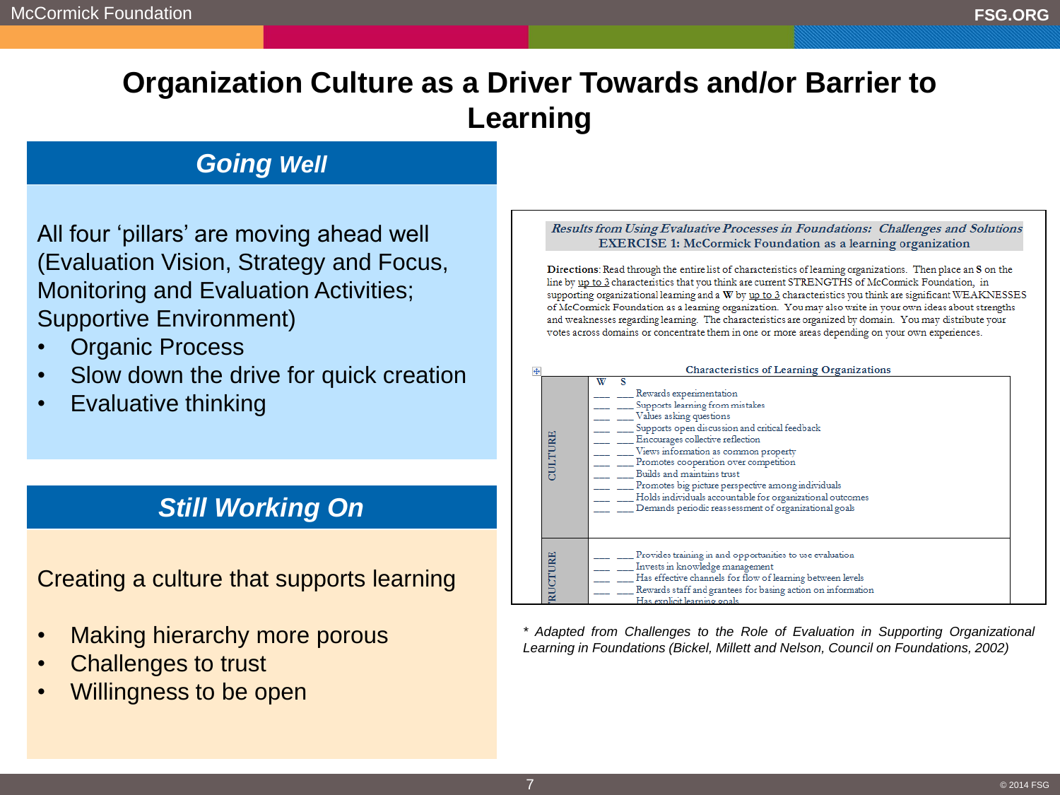# Organization Culture as a Driver Towards and/or Barrier to Learning

## *Going Well*

All four 'pillars' are moving ahead well (Evaluation Vision, Strategy and Focus, Monitoring and Evaluation Activities; Supportive Environment)

- Organic Process
- Slow down the drive for quick creation
- Evaluative thinking

## *Still Working On*

Creating a culture that supports learning

- Making hierarchy more porous
- Challenges to trust
- Willingness to be open

***Results from Using Evaluative Processes in Foundations: Challenges and Solutions***
**EXERCISE 1: McCormick Foundation as a learning organization**

**Directions**: Read through the entire list of characteristics of learning organizations. Then place an **S** on the line by up to 3 characteristics that you think are current STRENGTHS of McCormick Foundation, in supporting organizational learning and a **W** by up to 3 characteristics you think are significant WEAKNESSES of McCormick Foundation as a learning organization. You may also write in your own ideas about strengths and weaknesses regarding learning. The characteristics are organized by domain. You may distribute your votes across domains or concentrate them in one or more areas depending on your own experiences.

**Characteristics of Learning Organizations**

| Domain | W | S | Characteristic |
|---|---|---|---|
| CULTURE | ___ | ___ | Rewards experimentation |
| | ___ | ___ | Supports learning from mistakes |
| | ___ | ___ | Values asking questions |
| | ___ | ___ | Supports open discussion and critical feedback |
| | ___ | ___ | Encourages collective reflection |
| | ___ | ___ | Views information as common property |
| | ___ | ___ | Promotes cooperation over competition |
| | ___ | ___ | Builds and maintains trust |
| | ___ | ___ | Promotes big picture perspective among individuals |
| | ___ | ___ | Holds individuals accountable for organizational outcomes |
| | ___ | ___ | Demands periodic reassessment of organizational goals |
| STRUCTURE | ___ | ___ | Provides training in and opportunities to use evaluation |
| | ___ | ___ | Invests in knowledge management |
| | ___ | ___ | Has effective channels for flow of learning between levels |
| | ___ | ___ | Rewards staff and grantees for basing action on information |
| | | | Has explicit learning goals |

*\* Adapted from Challenges to the Role of Evaluation in Supporting Organizational Learning in Foundations (Bickel, Millett and Nelson, Council on Foundations, 2002)*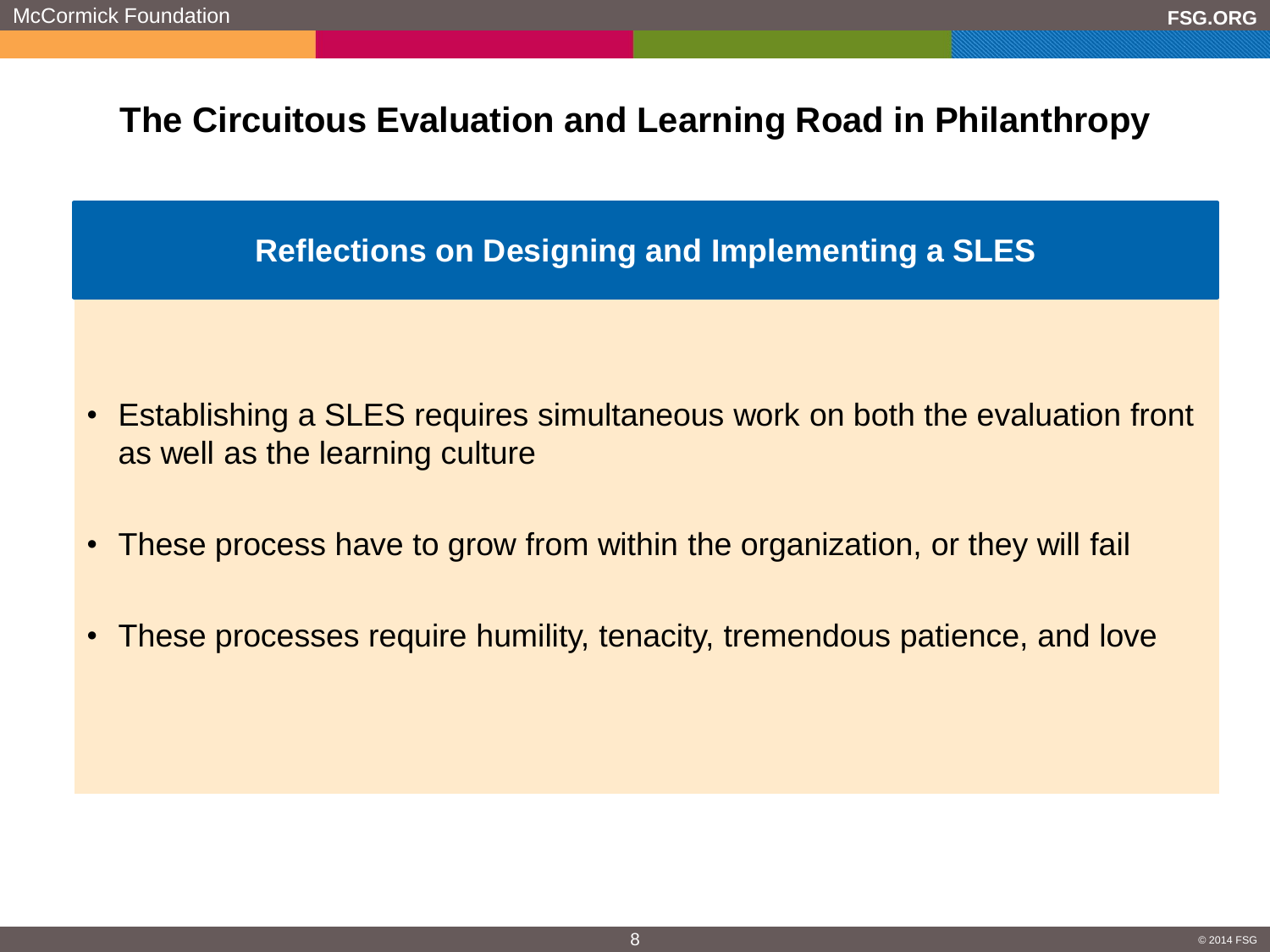# The Circuitous Evaluation and Learning Road in Philanthropy

## Reflections on Designing and Implementing a SLES

- Establishing a SLES requires simultaneous work on both the evaluation front as well as the learning culture
- These process have to grow from within the organization, or they will fail
- These processes require humility, tenacity, tremendous patience, and love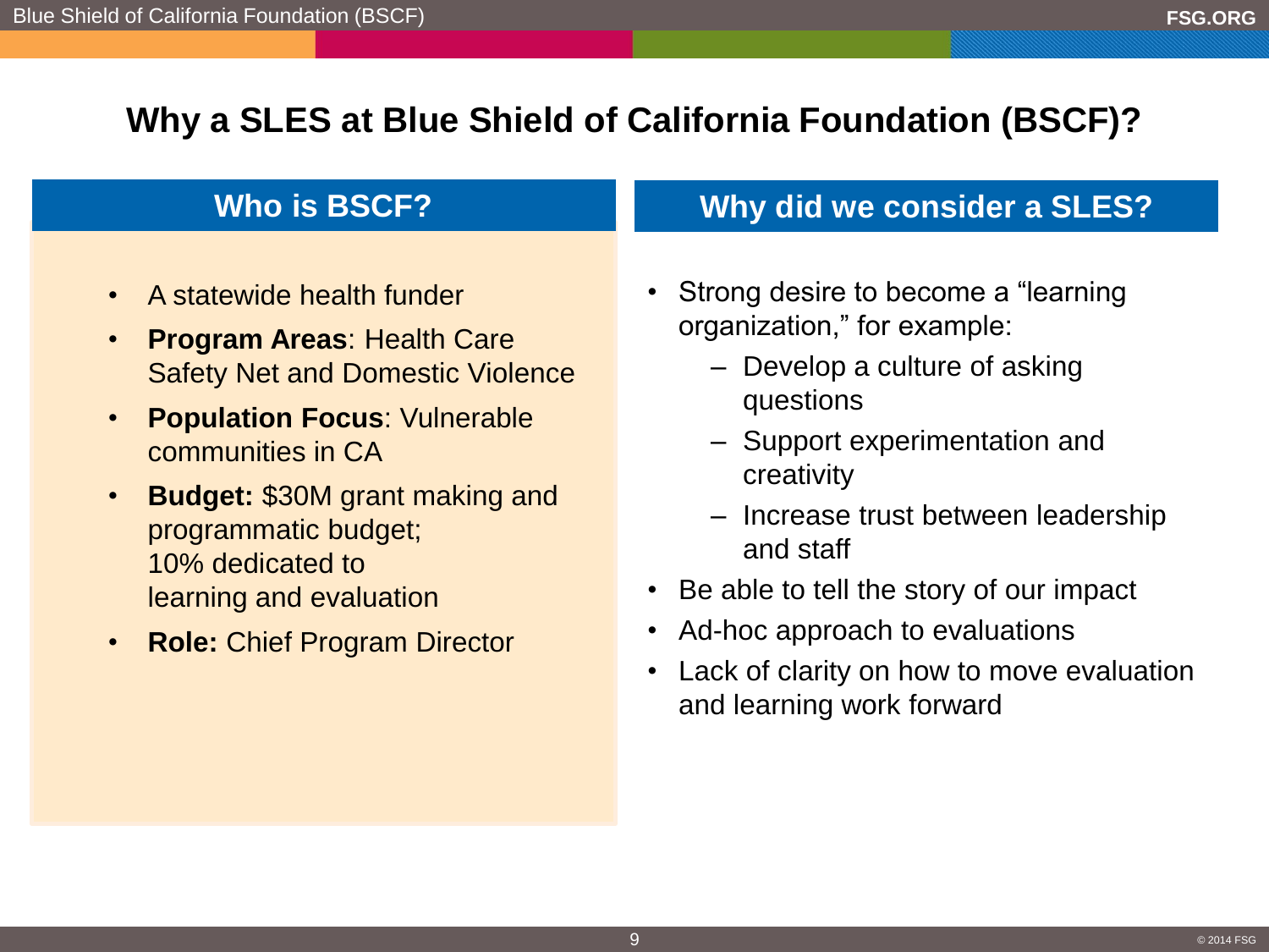# Why a SLES at Blue Shield of California Foundation (BSCF)?

## Who is BSCF?

- A statewide health funder
- **Program Areas**: Health Care Safety Net and Domestic Violence
- **Population Focus**: Vulnerable communities in CA
- **Budget:** $30M grant making and programmatic budget; 10% dedicated to learning and evaluation
- **Role:** Chief Program Director

## Why did we consider a SLES?

- Strong desire to become a "learning organization," for example:
  - Develop a culture of asking questions
  - Support experimentation and creativity
  - Increase trust between leadership and staff
- Be able to tell the story of our impact
- Ad-hoc approach to evaluations
- Lack of clarity on how to move evaluation and learning work forward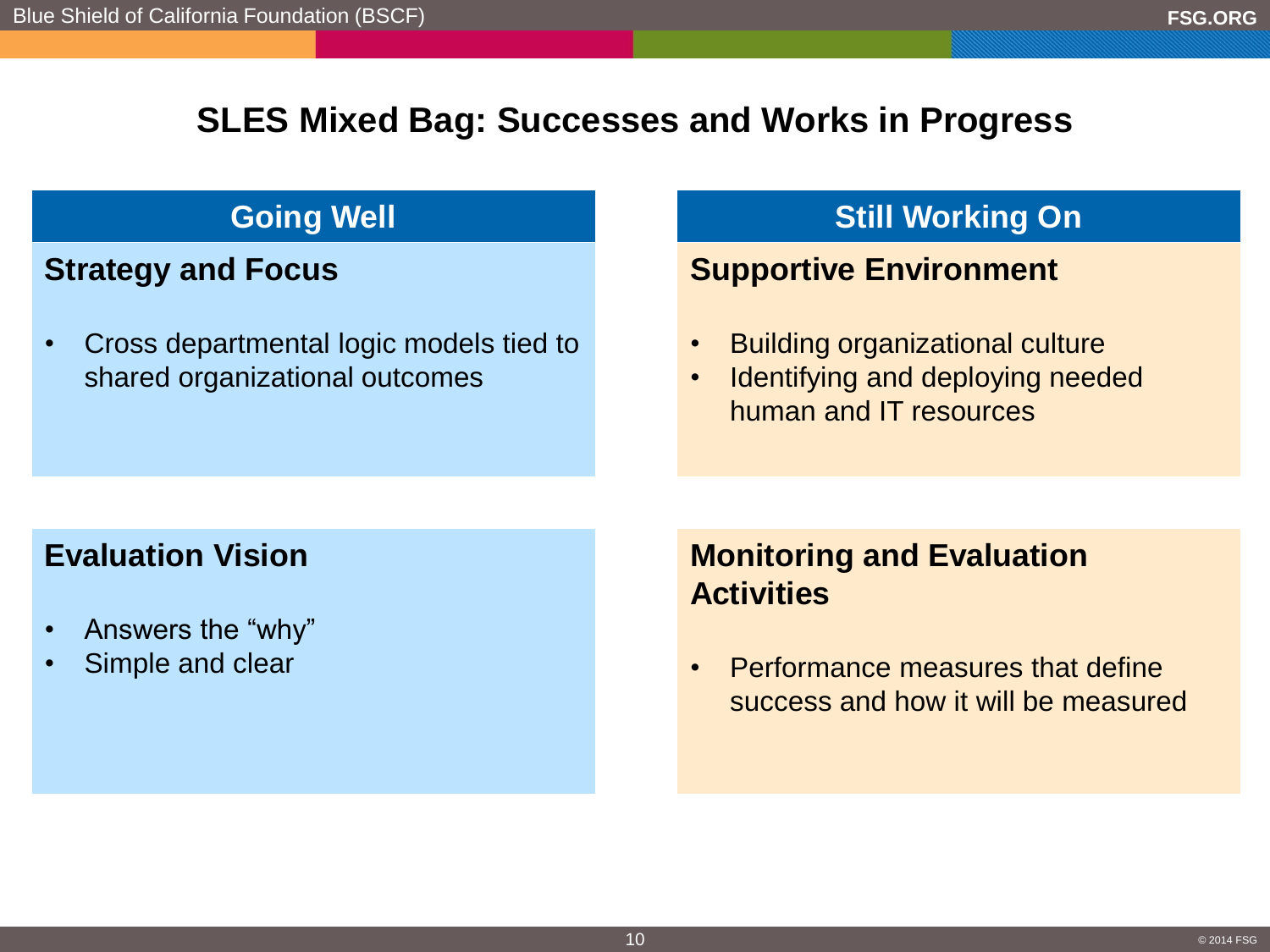# SLES Mixed Bag: Successes and Works in Progress

## Going Well

### Strategy and Focus

- Cross departmental logic models tied to shared organizational outcomes

### Evaluation Vision

- Answers the "why"
- Simple and clear

## Still Working On

### Supportive Environment

- Building organizational culture
- Identifying and deploying needed human and IT resources

### Monitoring and Evaluation Activities

- Performance measures that define success and how it will be measured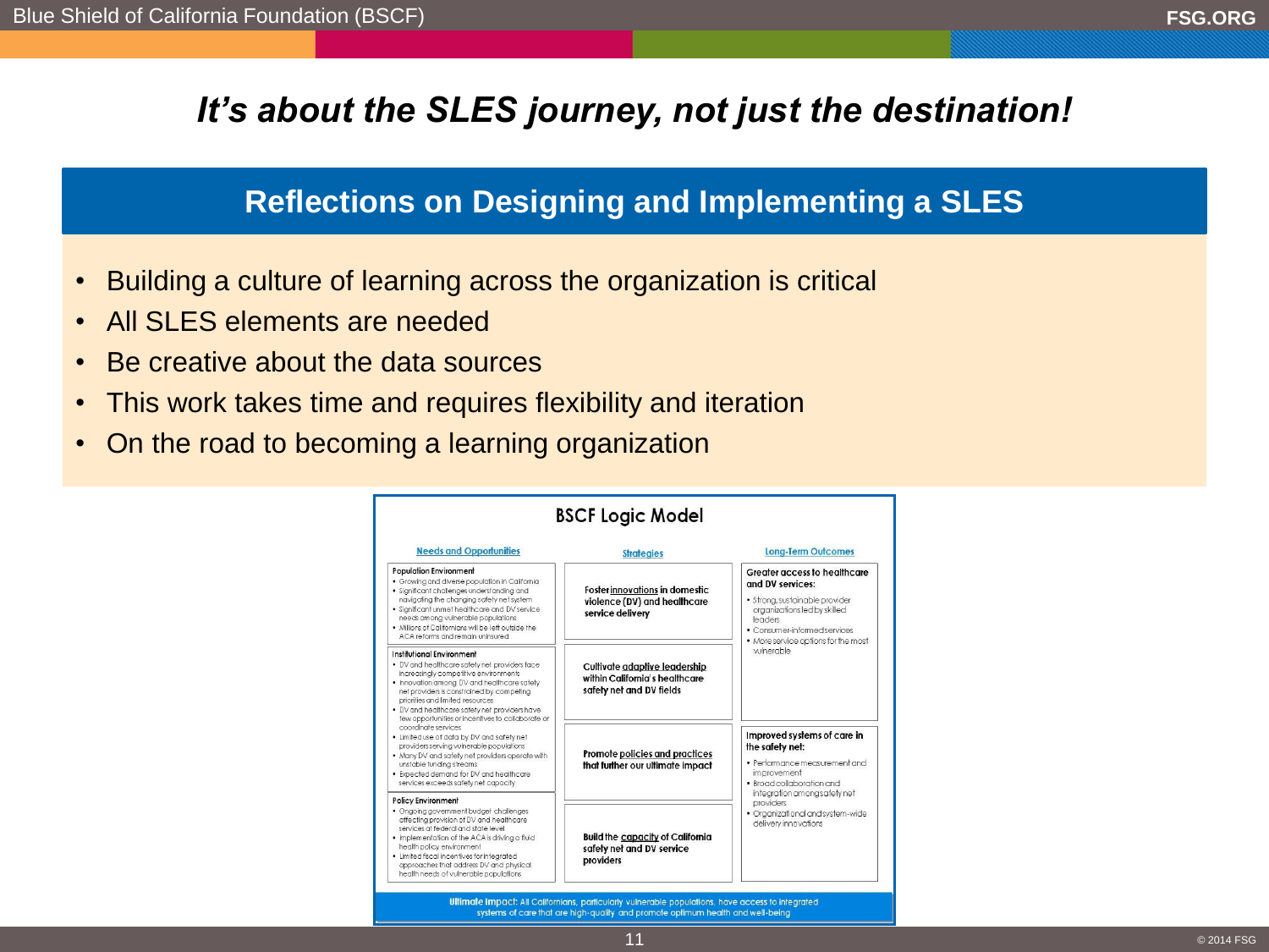# *It's about the SLES journey, not just the destination!*

## Reflections on Designing and Implementing a SLES

- Building a culture of learning across the organization is critical
- All SLES elements are needed
- Be creative about the data sources
- This work takes time and requires flexibility and iteration
- On the road to becoming a learning organization

### BSCF Logic Model

| Needs and Opportunities | Strategies | Long-Term Outcomes |
|---|---|---|
| **Population Environment**<br>• Growing and diverse population in California<br>• Significant challenges understanding and navigating the changing safety net system<br>• Significant unmet healthcare and DV service needs among vulnerable populations<br>• Millions of Californians will be left outside the ACA reforms and remain uninsured | Foster innovations in domestic violence (DV) and healthcare service delivery | **Greater access to healthcare and DV services:**<br>• Strong, sustainable provider organizations led by skilled leaders<br>• Consumer-informed services<br>• More service options for the most vulnerable |
| **Institutional Environment**<br>• DV and healthcare safety net providers face increasingly competitive environments<br>• Innovation among DV and healthcare safety net providers is constrained by competing priorities and limited resources<br>• DV and healthcare safety net providers have few opportunities or incentives to collaborate or coordinate services<br>• Limited use of data by DV and safety net providers serving vulnerable populations<br>• Many DV and safety net providers operate with unstable funding streams<br>• Expected demand for DV and healthcare services exceeds safety net capacity | Cultivate adaptive leadership within California's healthcare safety net and DV fields<br><br>Promote policies and practices that further our ultimate impact | **Improved systems of care in the safety net:**<br>• Performance measurement and improvement<br>• Broad collaboration and integration among safety net providers<br>• Organizational and system-wide delivery innovations |
| **Policy Environment**<br>• Ongoing government budget challenges affecting provision of DV and healthcare services at federal and state level<br>• Implementation of the ACA is driving a fluid health policy environment<br>• Limited fiscal incentives for integrated approaches that address DV and physical health needs of vulnerable populations | Build the capacity of California safety net and DV service providers | |

**Ultimate Impact:** All Californians, particularly vulnerable populations, have access to integrated systems of care that are high-quality and promote optimum health and well-being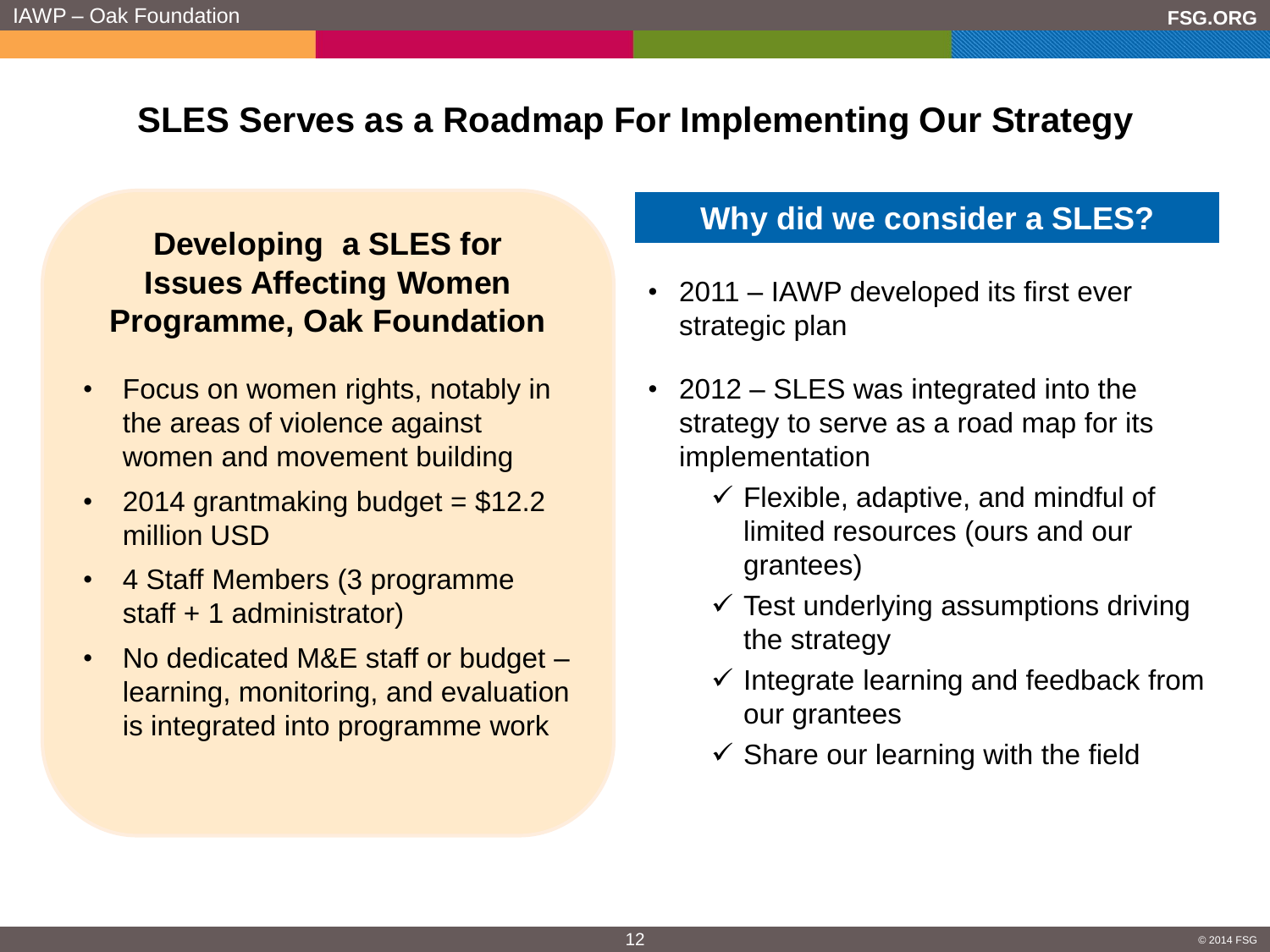# SLES Serves as a Roadmap For Implementing Our Strategy

### Developing a SLES for Issues Affecting Women Programme, Oak Foundation

- Focus on women rights, notably in the areas of violence against women and movement building
- 2014 grantmaking budget = $12.2 million USD
- 4 Staff Members (3 programme staff + 1 administrator)
- No dedicated M&E staff or budget – learning, monitoring, and evaluation is integrated into programme work

## Why did we consider a SLES?

- 2011 – IAWP developed its first ever strategic plan
- 2012 – SLES was integrated into the strategy to serve as a road map for its implementation
  - ✓ Flexible, adaptive, and mindful of limited resources (ours and our grantees)
  - ✓ Test underlying assumptions driving the strategy
  - ✓ Integrate learning and feedback from our grantees
  - ✓ Share our learning with the field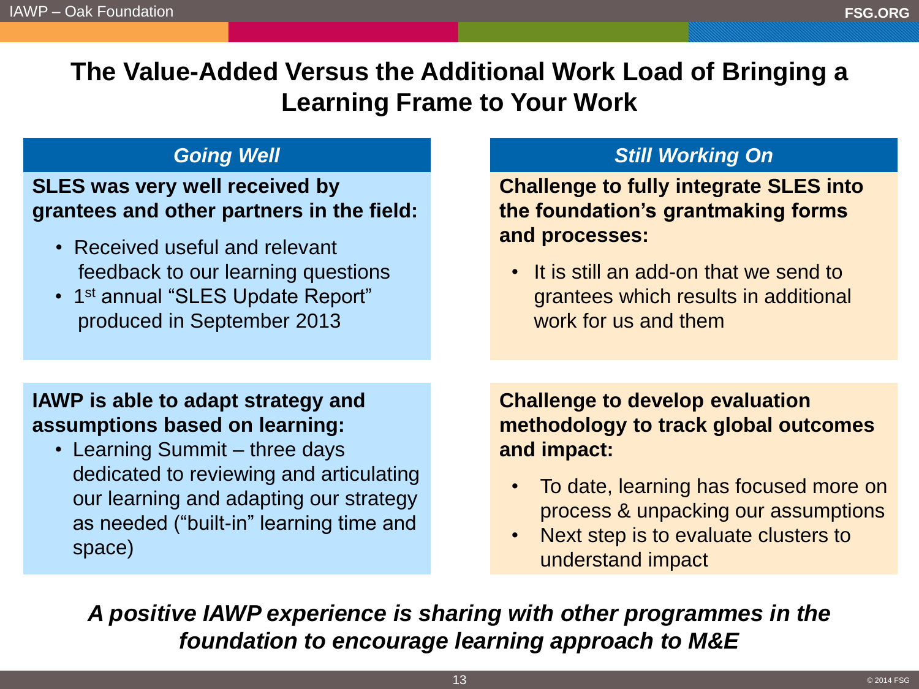# The Value-Added Versus the Additional Work Load of Bringing a Learning Frame to Your Work

## *Going Well*

**SLES was very well received by grantees and other partners in the field:**

- Received useful and relevant feedback to our learning questions
- 1st annual "SLES Update Report" produced in September 2013

**IAWP is able to adapt strategy and assumptions based on learning:**

- Learning Summit – three days dedicated to reviewing and articulating our learning and adapting our strategy as needed ("built-in" learning time and space)

## *Still Working On*

**Challenge to fully integrate SLES into the foundation's grantmaking forms and processes:**

- It is still an add-on that we send to grantees which results in additional work for us and them

**Challenge to develop evaluation methodology to track global outcomes and impact:**

- To date, learning has focused more on process & unpacking our assumptions
- Next step is to evaluate clusters to understand impact

***A positive IAWP experience is sharing with other programmes in the foundation to encourage learning approach to M&E***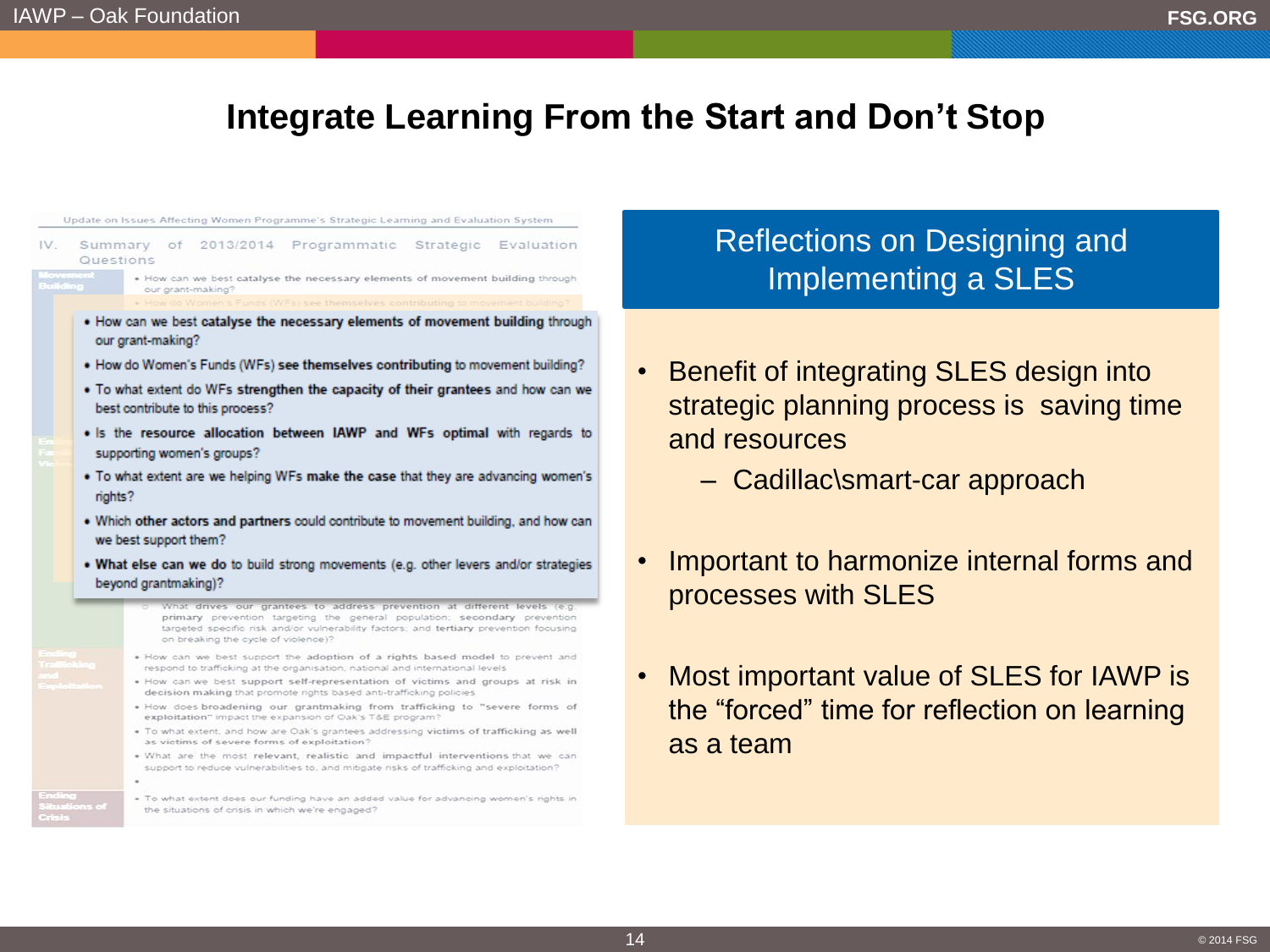# Integrate Learning From the Start and Don't Stop

Update on Issues Affecting Women Programme's Strategic Learning and Evaluation System

IV. Summary of 2013/2014 Programmatic Strategic Evaluation Questions

- How can we best **catalyse the necessary elements of movement building** through our grant-making?
- How do Women's Funds (WFs) **see themselves contributing** to movement building?
- To what extent do WFs **strengthen the capacity of their grantees** and how can we best contribute to this process?
- Is the **resource allocation between IAWP and WFs optimal** with regards to supporting women's groups?
- To what extent are we helping WFs **make the case** that they are advancing women's rights?
- Which **other actors and partners** could contribute to movement building, and how can we best support them?
- **What else can we do** to build strong movements (e.g. other levers and/or strategies beyond grantmaking)?

## Reflections on Designing and Implementing a SLES

- Benefit of integrating SLES design into strategic planning process is saving time and resources
  - Cadillac\smart-car approach
- Important to harmonize internal forms and processes with SLES
- Most important value of SLES for IAWP is the "forced" time for reflection on learning as a team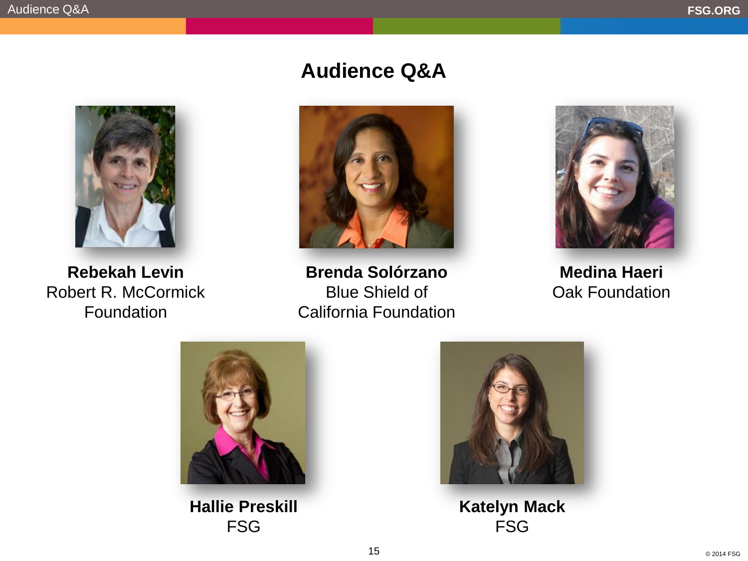# Audience Q&A

**Rebekah Levin**
Robert R. McCormick Foundation

**Brenda Solórzano**
Blue Shield of California Foundation

**Medina Haeri**
Oak Foundation

**Hallie Preskill**
FSG

**Katelyn Mack**
FSG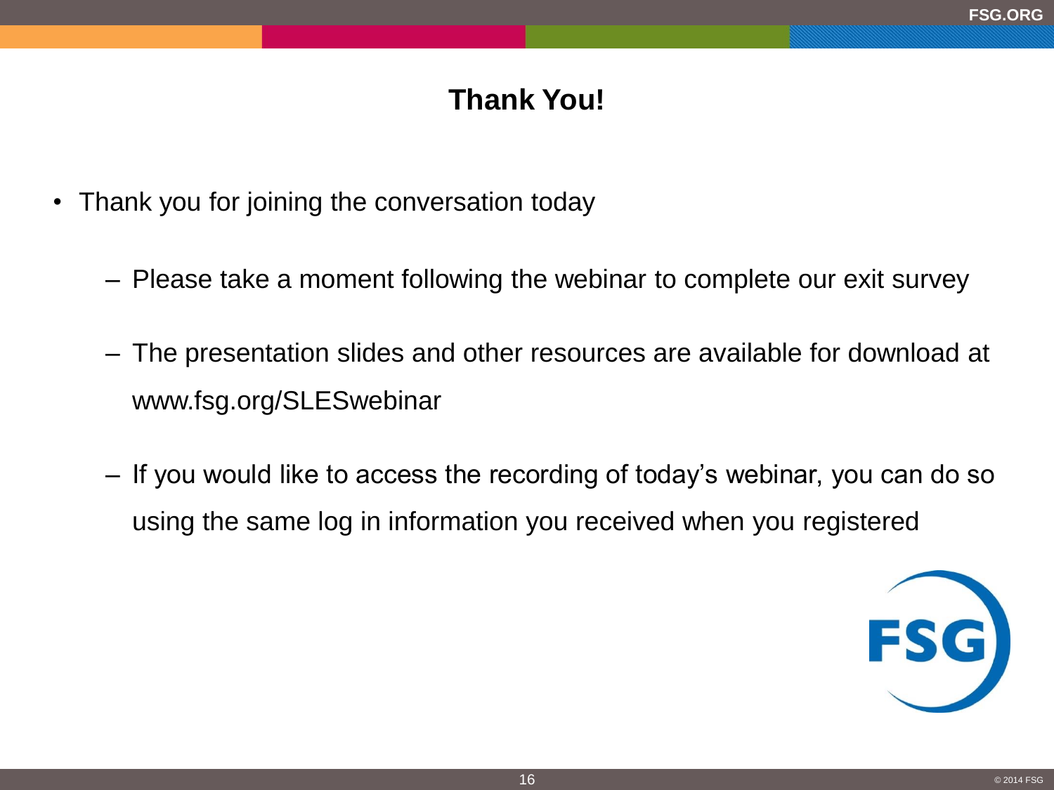## Thank You!

- Thank you for joining the conversation today
  - Please take a moment following the webinar to complete our exit survey
  - The presentation slides and other resources are available for download at www.fsg.org/SLESwebinar
  - If you would like to access the recording of today's webinar, you can do so using the same log in information you received when you registered